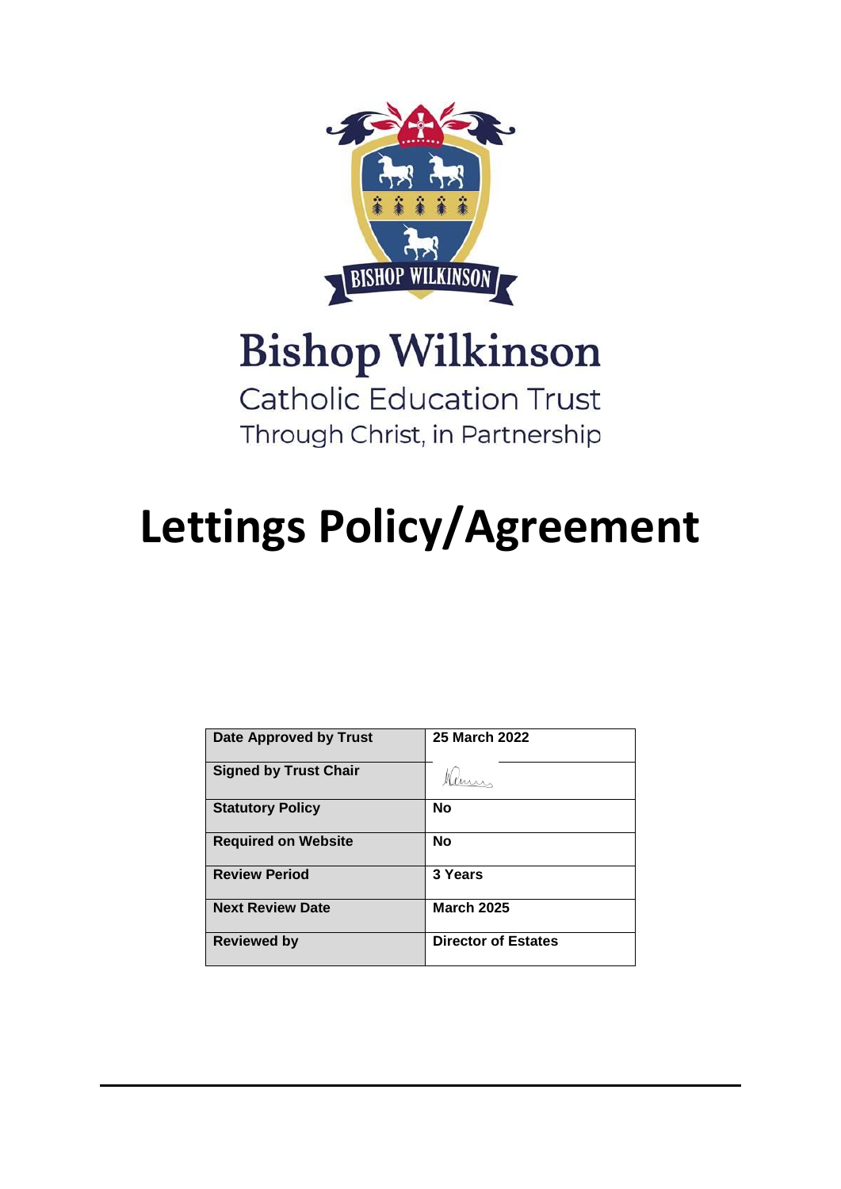Bishop Wilkinson

Catholic Education Trust

Through Christ, in Partnership

# Lettings Policy/Agreement

| Date Approved by Trust | 25 March 2022 |
|---|---|
| Signed by Trust Chair | |
| Statutory Policy | No |
| Required on Website | No |
| Review Period | 3 Years |
| Next Review Date | March 2025 |
| Reviewed by | Director of Estates |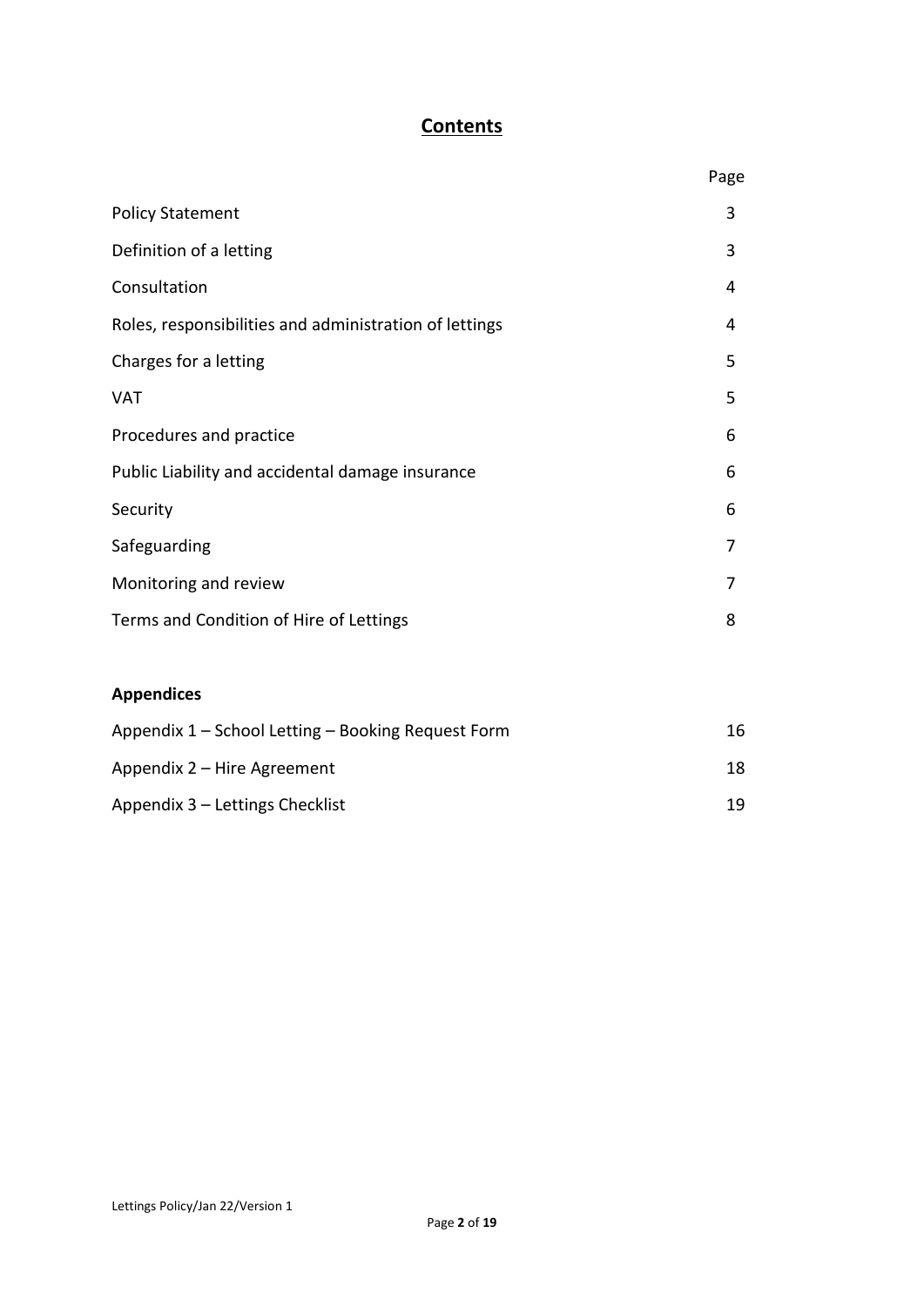# Contents

| | Page |
|---|---|
| Policy Statement | 3 |
| Definition of a letting | 3 |
| Consultation | 4 |
| Roles, responsibilities and administration of lettings | 4 |
| Charges for a letting | 5 |
| VAT | 5 |
| Procedures and practice | 6 |
| Public Liability and accidental damage insurance | 6 |
| Security | 6 |
| Safeguarding | 7 |
| Monitoring and review | 7 |
| Terms and Condition of Hire of Lettings | 8 |

**Appendices**

| | |
|---|---|
| Appendix 1 – School Letting – Booking Request Form | 16 |
| Appendix 2 – Hire Agreement | 18 |
| Appendix 3 – Lettings Checklist | 19 |

Lettings Policy/Jan 22/Version 1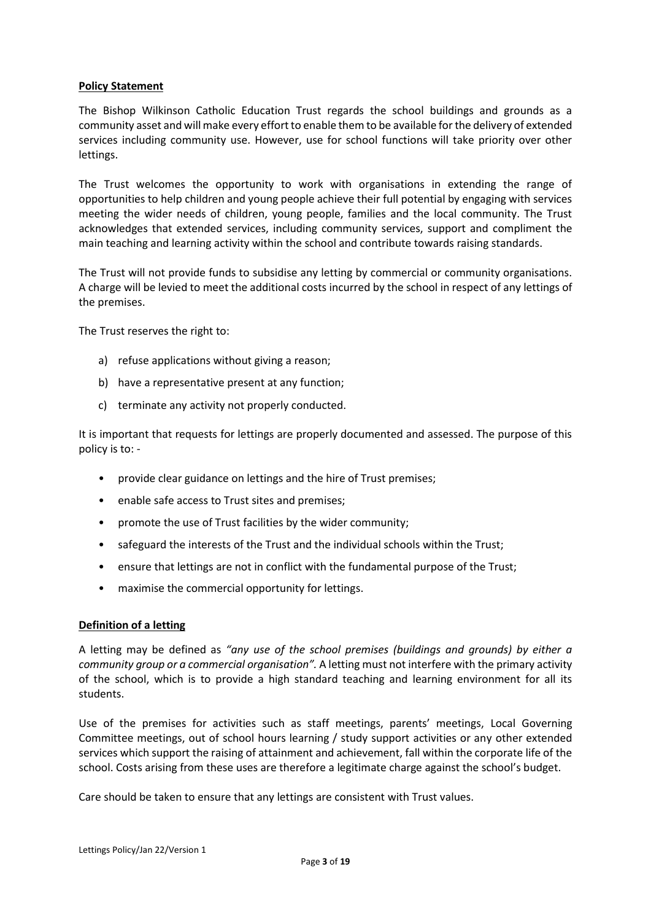**Policy Statement**

The Bishop Wilkinson Catholic Education Trust regards the school buildings and grounds as a community asset and will make every effort to enable them to be available for the delivery of extended services including community use. However, use for school functions will take priority over other lettings.

The Trust welcomes the opportunity to work with organisations in extending the range of opportunities to help children and young people achieve their full potential by engaging with services meeting the wider needs of children, young people, families and the local community. The Trust acknowledges that extended services, including community services, support and compliment the main teaching and learning activity within the school and contribute towards raising standards.

The Trust will not provide funds to subsidise any letting by commercial or community organisations. A charge will be levied to meet the additional costs incurred by the school in respect of any lettings of the premises.

The Trust reserves the right to:

a) refuse applications without giving a reason;
b) have a representative present at any function;
c) terminate any activity not properly conducted.

It is important that requests for lettings are properly documented and assessed. The purpose of this policy is to: -

- provide clear guidance on lettings and the hire of Trust premises;
- enable safe access to Trust sites and premises;
- promote the use of Trust facilities by the wider community;
- safeguard the interests of the Trust and the individual schools within the Trust;
- ensure that lettings are not in conflict with the fundamental purpose of the Trust;
- maximise the commercial opportunity for lettings.

**Definition of a letting**

A letting may be defined as *"any use of the school premises (buildings and grounds) by either a community group or a commercial organisation".* A letting must not interfere with the primary activity of the school, which is to provide a high standard teaching and learning environment for all its students.

Use of the premises for activities such as staff meetings, parents' meetings, Local Governing Committee meetings, out of school hours learning / study support activities or any other extended services which support the raising of attainment and achievement, fall within the corporate life of the school. Costs arising from these uses are therefore a legitimate charge against the school's budget.

Care should be taken to ensure that any lettings are consistent with Trust values.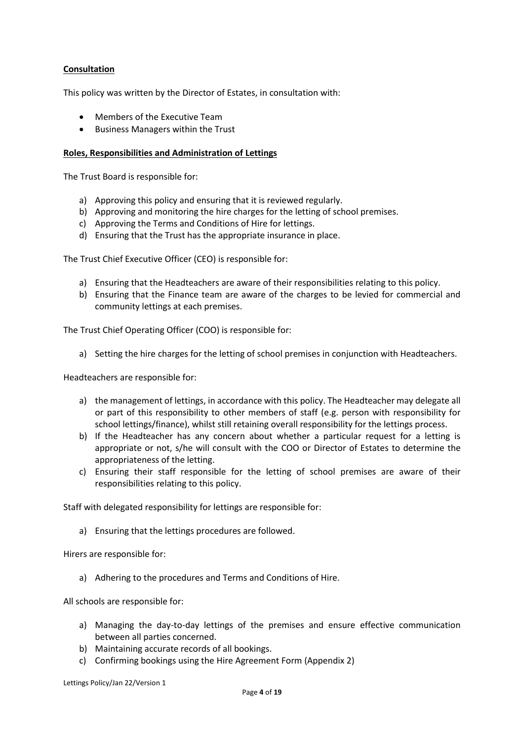**Consultation**

This policy was written by the Director of Estates, in consultation with:

- Members of the Executive Team
- Business Managers within the Trust

**Roles, Responsibilities and Administration of Lettings**

The Trust Board is responsible for:

a) Approving this policy and ensuring that it is reviewed regularly.
b) Approving and monitoring the hire charges for the letting of school premises.
c) Approving the Terms and Conditions of Hire for lettings.
d) Ensuring that the Trust has the appropriate insurance in place.

The Trust Chief Executive Officer (CEO) is responsible for:

a) Ensuring that the Headteachers are aware of their responsibilities relating to this policy.
b) Ensuring that the Finance team are aware of the charges to be levied for commercial and community lettings at each premises.

The Trust Chief Operating Officer (COO) is responsible for:

a) Setting the hire charges for the letting of school premises in conjunction with Headteachers.

Headteachers are responsible for:

a) the management of lettings, in accordance with this policy. The Headteacher may delegate all or part of this responsibility to other members of staff (e.g. person with responsibility for school lettings/finance), whilst still retaining overall responsibility for the lettings process.
b) If the Headteacher has any concern about whether a particular request for a letting is appropriate or not, s/he will consult with the COO or Director of Estates to determine the appropriateness of the letting.
c) Ensuring their staff responsible for the letting of school premises are aware of their responsibilities relating to this policy.

Staff with delegated responsibility for lettings are responsible for:

a) Ensuring that the lettings procedures are followed.

Hirers are responsible for:

a) Adhering to the procedures and Terms and Conditions of Hire.

All schools are responsible for:

a) Managing the day-to-day lettings of the premises and ensure effective communication between all parties concerned.
b) Maintaining accurate records of all bookings.
c) Confirming bookings using the Hire Agreement Form (Appendix 2)

Lettings Policy/Jan 22/Version 1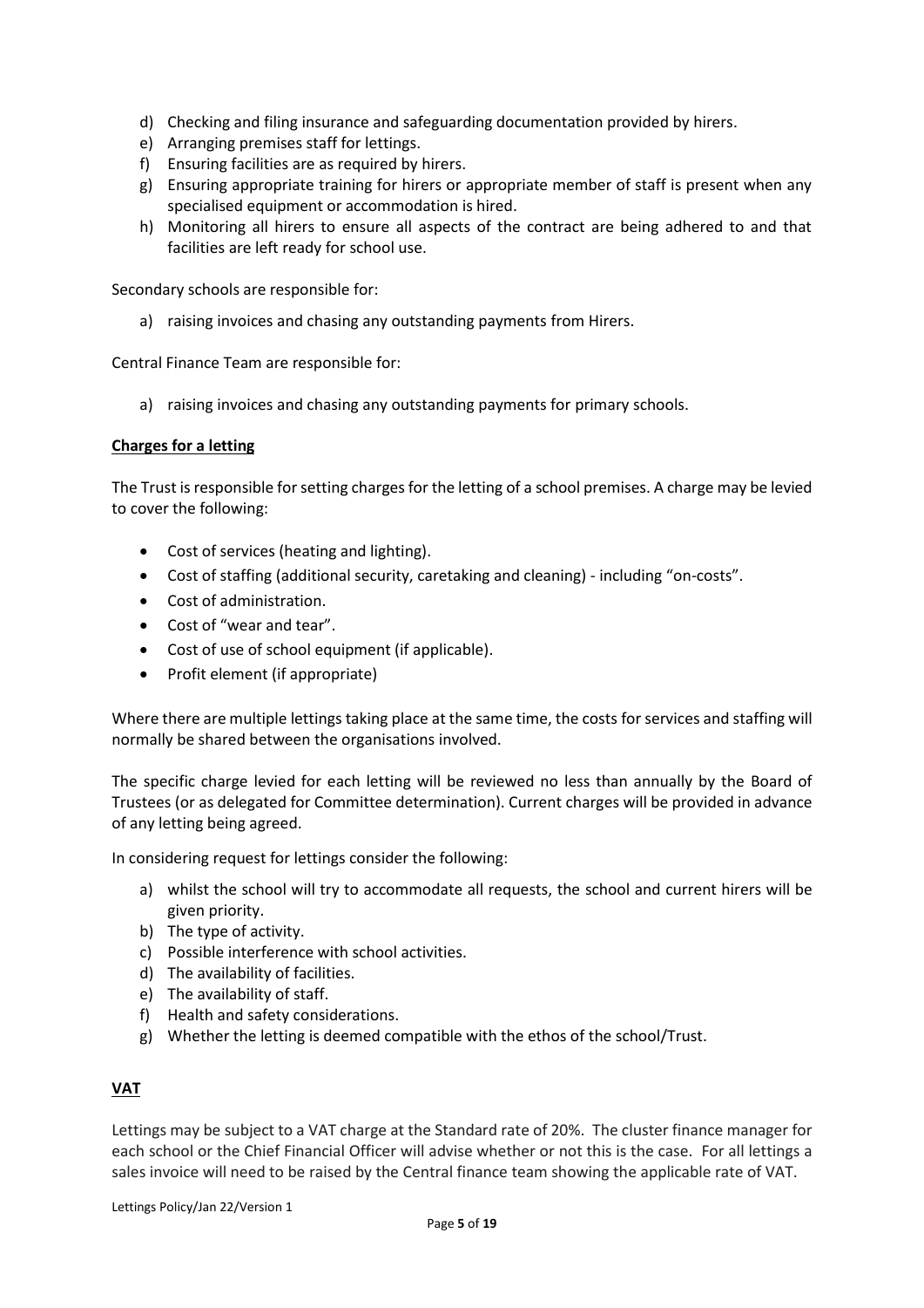d) Checking and filing insurance and safeguarding documentation provided by hirers.
e) Arranging premises staff for lettings.
f) Ensuring facilities are as required by hirers.
g) Ensuring appropriate training for hirers or appropriate member of staff is present when any specialised equipment or accommodation is hired.
h) Monitoring all hirers to ensure all aspects of the contract are being adhered to and that facilities are left ready for school use.

Secondary schools are responsible for:

a) raising invoices and chasing any outstanding payments from Hirers.

Central Finance Team are responsible for:

a) raising invoices and chasing any outstanding payments for primary schools.

**Charges for a letting**

The Trust is responsible for setting charges for the letting of a school premises. A charge may be levied to cover the following:

- Cost of services (heating and lighting).
- Cost of staffing (additional security, caretaking and cleaning) - including "on-costs".
- Cost of administration.
- Cost of "wear and tear".
- Cost of use of school equipment (if applicable).
- Profit element (if appropriate)

Where there are multiple lettings taking place at the same time, the costs for services and staffing will normally be shared between the organisations involved.

The specific charge levied for each letting will be reviewed no less than annually by the Board of Trustees (or as delegated for Committee determination). Current charges will be provided in advance of any letting being agreed.

In considering request for lettings consider the following:

a) whilst the school will try to accommodate all requests, the school and current hirers will be given priority.
b) The type of activity.
c) Possible interference with school activities.
d) The availability of facilities.
e) The availability of staff.
f) Health and safety considerations.
g) Whether the letting is deemed compatible with the ethos of the school/Trust.

**VAT**

Lettings may be subject to a VAT charge at the Standard rate of 20%. The cluster finance manager for each school or the Chief Financial Officer will advise whether or not this is the case. For all lettings a sales invoice will need to be raised by the Central finance team showing the applicable rate of VAT.

Lettings Policy/Jan 22/Version 1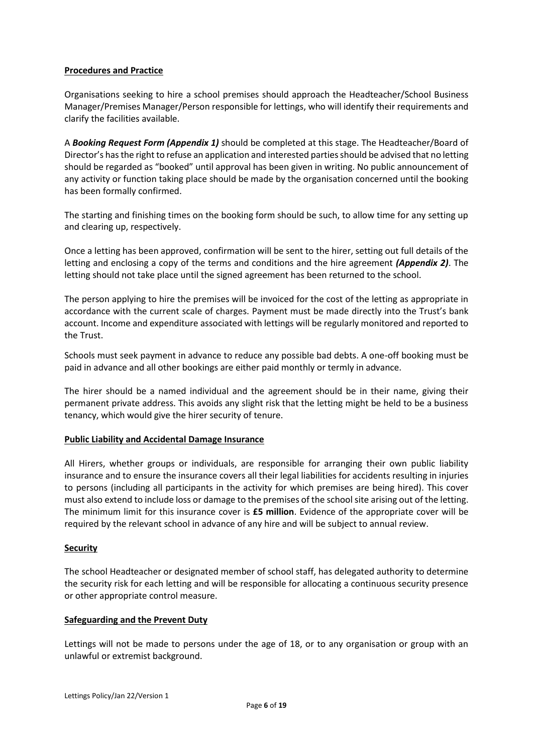## Procedures and Practice

Organisations seeking to hire a school premises should approach the Headteacher/School Business Manager/Premises Manager/Person responsible for lettings, who will identify their requirements and clarify the facilities available.

A ***Booking Request Form (Appendix 1)*** should be completed at this stage. The Headteacher/Board of Director's has the right to refuse an application and interested parties should be advised that no letting should be regarded as "booked" until approval has been given in writing. No public announcement of any activity or function taking place should be made by the organisation concerned until the booking has been formally confirmed.

The starting and finishing times on the booking form should be such, to allow time for any setting up and clearing up, respectively.

Once a letting has been approved, confirmation will be sent to the hirer, setting out full details of the letting and enclosing a copy of the terms and conditions and the hire agreement ***(Appendix 2)***. The letting should not take place until the signed agreement has been returned to the school.

The person applying to hire the premises will be invoiced for the cost of the letting as appropriate in accordance with the current scale of charges. Payment must be made directly into the Trust's bank account. Income and expenditure associated with lettings will be regularly monitored and reported to the Trust.

Schools must seek payment in advance to reduce any possible bad debts. A one-off booking must be paid in advance and all other bookings are either paid monthly or termly in advance.

The hirer should be a named individual and the agreement should be in their name, giving their permanent private address. This avoids any slight risk that the letting might be held to be a business tenancy, which would give the hirer security of tenure.

## Public Liability and Accidental Damage Insurance

All Hirers, whether groups or individuals, are responsible for arranging their own public liability insurance and to ensure the insurance covers all their legal liabilities for accidents resulting in injuries to persons (including all participants in the activity for which premises are being hired). This cover must also extend to include loss or damage to the premises of the school site arising out of the letting. The minimum limit for this insurance cover is **£5 million**. Evidence of the appropriate cover will be required by the relevant school in advance of any hire and will be subject to annual review.

## Security

The school Headteacher or designated member of school staff, has delegated authority to determine the security risk for each letting and will be responsible for allocating a continuous security presence or other appropriate control measure.

## Safeguarding and the Prevent Duty

Lettings will not be made to persons under the age of 18, or to any organisation or group with an unlawful or extremist background.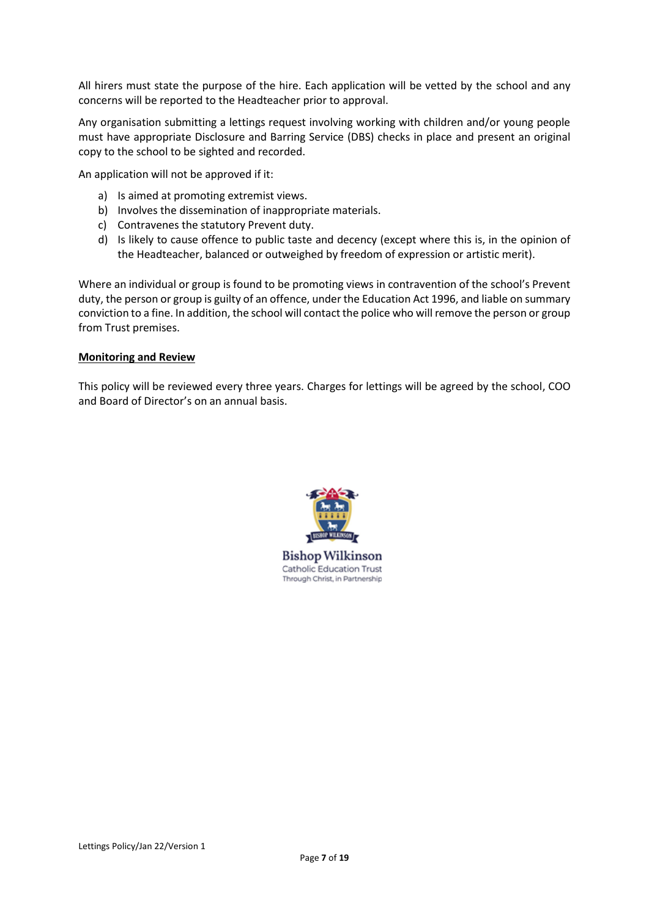All hirers must state the purpose of the hire. Each application will be vetted by the school and any concerns will be reported to the Headteacher prior to approval.

Any organisation submitting a lettings request involving working with children and/or young people must have appropriate Disclosure and Barring Service (DBS) checks in place and present an original copy to the school to be sighted and recorded.

An application will not be approved if it:

a) Is aimed at promoting extremist views.
b) Involves the dissemination of inappropriate materials.
c) Contravenes the statutory Prevent duty.
d) Is likely to cause offence to public taste and decency (except where this is, in the opinion of the Headteacher, balanced or outweighed by freedom of expression or artistic merit).

Where an individual or group is found to be promoting views in contravention of the school's Prevent duty, the person or group is guilty of an offence, under the Education Act 1996, and liable on summary conviction to a fine. In addition, the school will contact the police who will remove the person or group from Trust premises.

**Monitoring and Review**

This policy will be reviewed every three years. Charges for lettings will be agreed by the school, COO and Board of Director's on an annual basis.

Bishop Wilkinson
Catholic Education Trust
Through Christ, in Partnership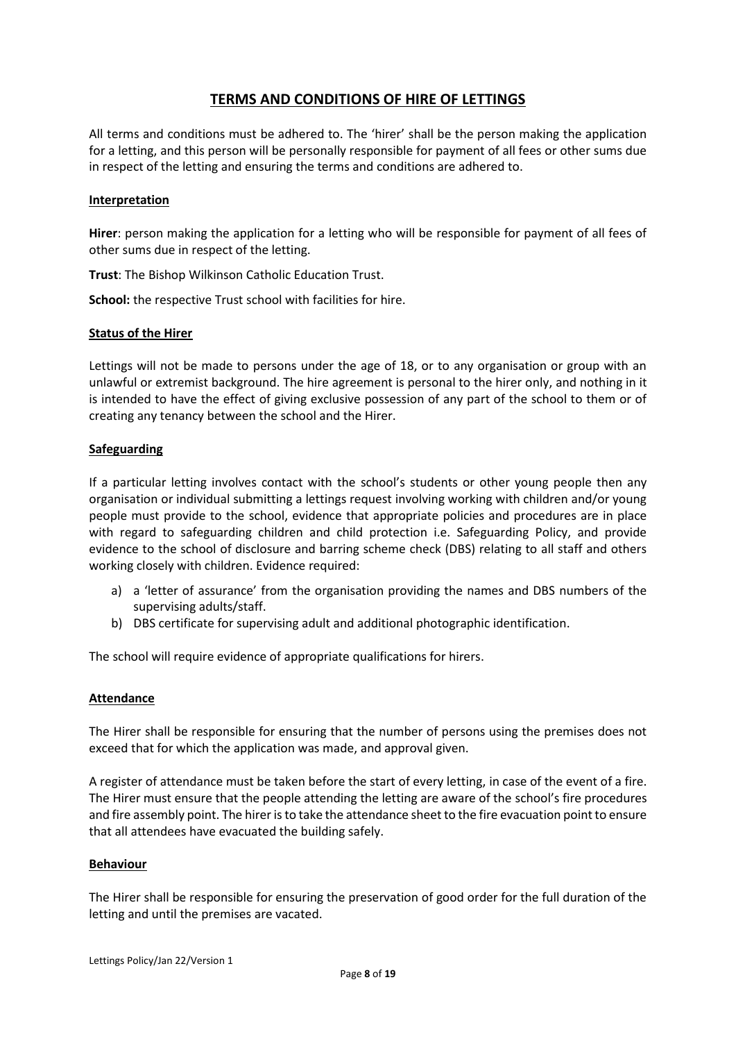# TERMS AND CONDITIONS OF HIRE OF LETTINGS

All terms and conditions must be adhered to. The 'hirer' shall be the person making the application for a letting, and this person will be personally responsible for payment of all fees or other sums due in respect of the letting and ensuring the terms and conditions are adhered to.

## Interpretation

**Hirer**: person making the application for a letting who will be responsible for payment of all fees of other sums due in respect of the letting.

**Trust**: The Bishop Wilkinson Catholic Education Trust.

**School:** the respective Trust school with facilities for hire.

## Status of the Hirer

Lettings will not be made to persons under the age of 18, or to any organisation or group with an unlawful or extremist background. The hire agreement is personal to the hirer only, and nothing in it is intended to have the effect of giving exclusive possession of any part of the school to them or of creating any tenancy between the school and the Hirer.

## Safeguarding

If a particular letting involves contact with the school's students or other young people then any organisation or individual submitting a lettings request involving working with children and/or young people must provide to the school, evidence that appropriate policies and procedures are in place with regard to safeguarding children and child protection i.e. Safeguarding Policy, and provide evidence to the school of disclosure and barring scheme check (DBS) relating to all staff and others working closely with children. Evidence required:

a) a 'letter of assurance' from the organisation providing the names and DBS numbers of the supervising adults/staff.
b) DBS certificate for supervising adult and additional photographic identification.

The school will require evidence of appropriate qualifications for hirers.

## Attendance

The Hirer shall be responsible for ensuring that the number of persons using the premises does not exceed that for which the application was made, and approval given.

A register of attendance must be taken before the start of every letting, in case of the event of a fire. The Hirer must ensure that the people attending the letting are aware of the school's fire procedures and fire assembly point. The hirer is to take the attendance sheet to the fire evacuation point to ensure that all attendees have evacuated the building safely.

## Behaviour

The Hirer shall be responsible for ensuring the preservation of good order for the full duration of the letting and until the premises are vacated.

Lettings Policy/Jan 22/Version 1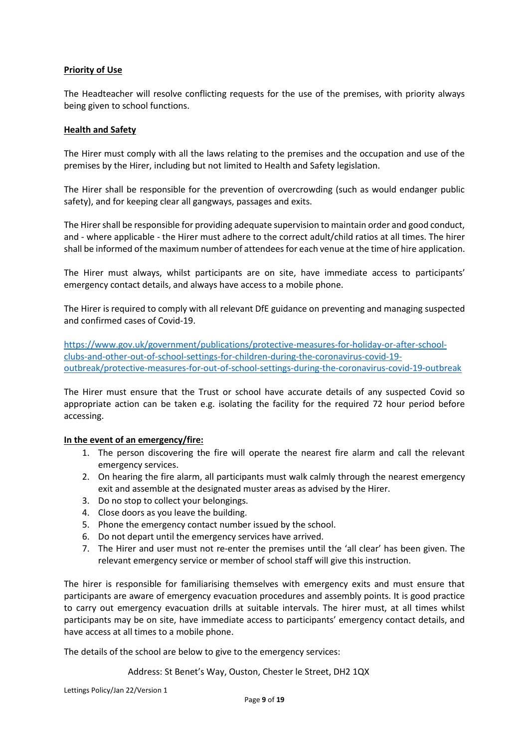**Priority of Use**

The Headteacher will resolve conflicting requests for the use of the premises, with priority always being given to school functions.

**Health and Safety**

The Hirer must comply with all the laws relating to the premises and the occupation and use of the premises by the Hirer, including but not limited to Health and Safety legislation.

The Hirer shall be responsible for the prevention of overcrowding (such as would endanger public safety), and for keeping clear all gangways, passages and exits.

The Hirer shall be responsible for providing adequate supervision to maintain order and good conduct, and - where applicable - the Hirer must adhere to the correct adult/child ratios at all times. The hirer shall be informed of the maximum number of attendees for each venue at the time of hire application.

The Hirer must always, whilst participants are on site, have immediate access to participants' emergency contact details, and always have access to a mobile phone.

The Hirer is required to comply with all relevant DfE guidance on preventing and managing suspected and confirmed cases of Covid-19.

https://www.gov.uk/government/publications/protective-measures-for-holiday-or-after-school-clubs-and-other-out-of-school-settings-for-children-during-the-coronavirus-covid-19-outbreak/protective-measures-for-out-of-school-settings-during-the-coronavirus-covid-19-outbreak

The Hirer must ensure that the Trust or school have accurate details of any suspected Covid so appropriate action can be taken e.g. isolating the facility for the required 72 hour period before accessing.

**In the event of an emergency/fire:**

1. The person discovering the fire will operate the nearest fire alarm and call the relevant emergency services.
2. On hearing the fire alarm, all participants must walk calmly through the nearest emergency exit and assemble at the designated muster areas as advised by the Hirer.
3. Do no stop to collect your belongings.
4. Close doors as you leave the building.
5. Phone the emergency contact number issued by the school.
6. Do not depart until the emergency services have arrived.
7. The Hirer and user must not re-enter the premises until the 'all clear' has been given. The relevant emergency service or member of school staff will give this instruction.

The hirer is responsible for familiarising themselves with emergency exits and must ensure that participants are aware of emergency evacuation procedures and assembly points. It is good practice to carry out emergency evacuation drills at suitable intervals. The hirer must, at all times whilst participants may be on site, have immediate access to participants' emergency contact details, and have access at all times to a mobile phone.

The details of the school are below to give to the emergency services:

Address: St Benet's Way, Ouston, Chester le Street, DH2 1QX

Lettings Policy/Jan 22/Version 1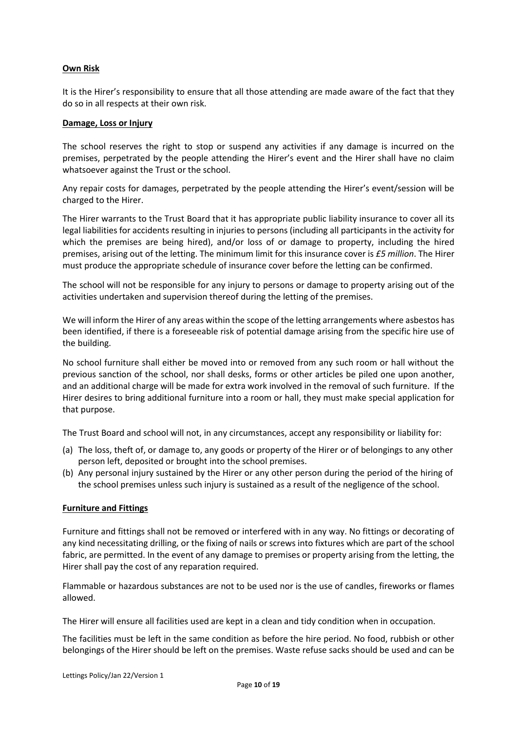**Own Risk**

It is the Hirer's responsibility to ensure that all those attending are made aware of the fact that they do so in all respects at their own risk.

**Damage, Loss or Injury**

The school reserves the right to stop or suspend any activities if any damage is incurred on the premises, perpetrated by the people attending the Hirer's event and the Hirer shall have no claim whatsoever against the Trust or the school.

Any repair costs for damages, perpetrated by the people attending the Hirer's event/session will be charged to the Hirer.

The Hirer warrants to the Trust Board that it has appropriate public liability insurance to cover all its legal liabilities for accidents resulting in injuries to persons (including all participants in the activity for which the premises are being hired), and/or loss of or damage to property, including the hired premises, arising out of the letting. The minimum limit for this insurance cover is *£5 million*. The Hirer must produce the appropriate schedule of insurance cover before the letting can be confirmed.

The school will not be responsible for any injury to persons or damage to property arising out of the activities undertaken and supervision thereof during the letting of the premises.

We will inform the Hirer of any areas within the scope of the letting arrangements where asbestos has been identified, if there is a foreseeable risk of potential damage arising from the specific hire use of the building.

No school furniture shall either be moved into or removed from any such room or hall without the previous sanction of the school, nor shall desks, forms or other articles be piled one upon another, and an additional charge will be made for extra work involved in the removal of such furniture. If the Hirer desires to bring additional furniture into a room or hall, they must make special application for that purpose.

The Trust Board and school will not, in any circumstances, accept any responsibility or liability for:

(a) The loss, theft of, or damage to, any goods or property of the Hirer or of belongings to any other person left, deposited or brought into the school premises.
(b) Any personal injury sustained by the Hirer or any other person during the period of the hiring of the school premises unless such injury is sustained as a result of the negligence of the school.

**Furniture and Fittings**

Furniture and fittings shall not be removed or interfered with in any way. No fittings or decorating of any kind necessitating drilling, or the fixing of nails or screws into fixtures which are part of the school fabric, are permitted. In the event of any damage to premises or property arising from the letting, the Hirer shall pay the cost of any reparation required.

Flammable or hazardous substances are not to be used nor is the use of candles, fireworks or flames allowed.

The Hirer will ensure all facilities used are kept in a clean and tidy condition when in occupation.

The facilities must be left in the same condition as before the hire period. No food, rubbish or other belongings of the Hirer should be left on the premises. Waste refuse sacks should be used and can be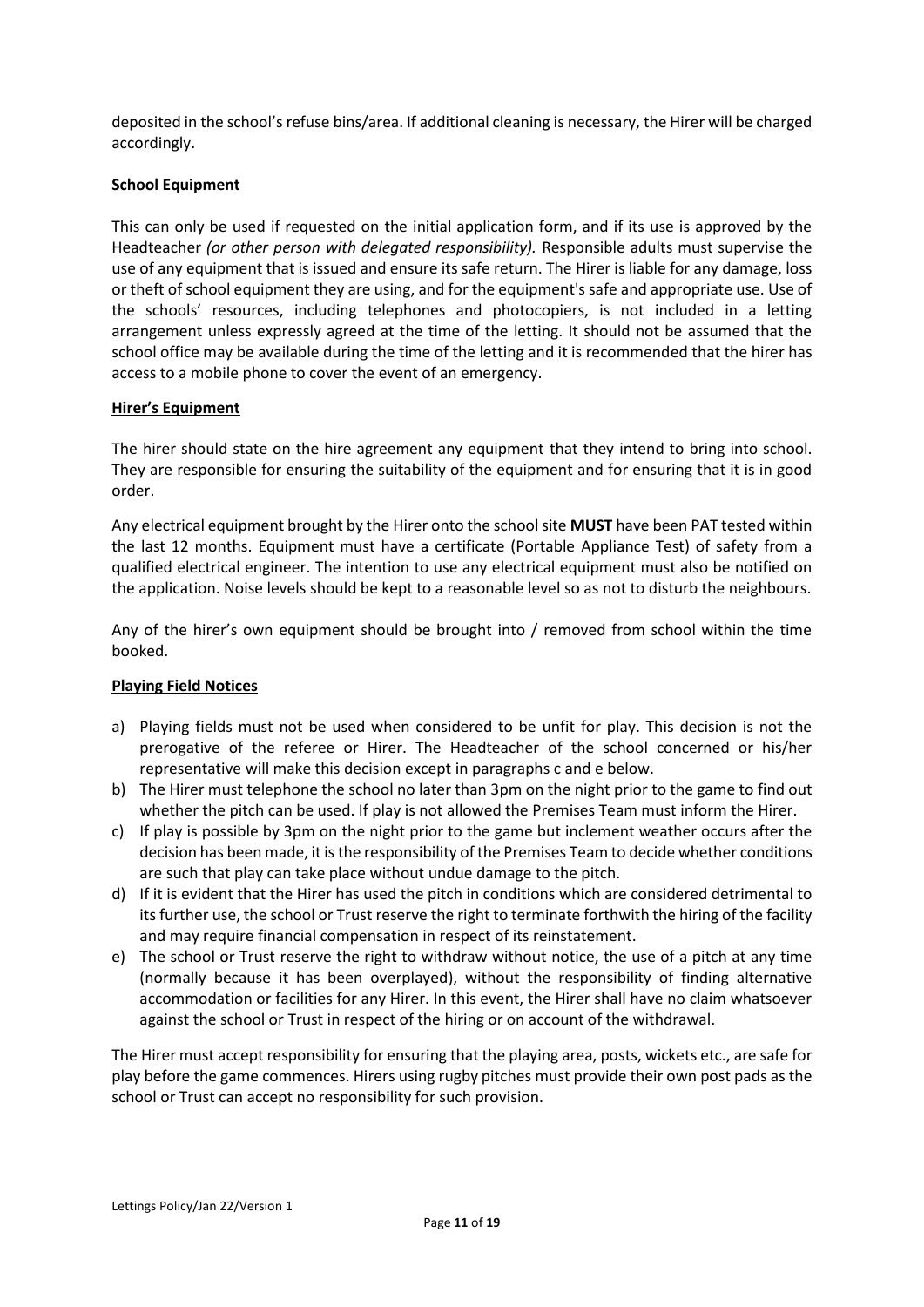deposited in the school's refuse bins/area. If additional cleaning is necessary, the Hirer will be charged accordingly.

**School Equipment**

This can only be used if requested on the initial application form, and if its use is approved by the Headteacher *(or other person with delegated responsibility).* Responsible adults must supervise the use of any equipment that is issued and ensure its safe return. The Hirer is liable for any damage, loss or theft of school equipment they are using, and for the equipment's safe and appropriate use. Use of the schools' resources, including telephones and photocopiers, is not included in a letting arrangement unless expressly agreed at the time of the letting. It should not be assumed that the school office may be available during the time of the letting and it is recommended that the hirer has access to a mobile phone to cover the event of an emergency.

**Hirer's Equipment**

The hirer should state on the hire agreement any equipment that they intend to bring into school. They are responsible for ensuring the suitability of the equipment and for ensuring that it is in good order.

Any electrical equipment brought by the Hirer onto the school site **MUST** have been PAT tested within the last 12 months. Equipment must have a certificate (Portable Appliance Test) of safety from a qualified electrical engineer. The intention to use any electrical equipment must also be notified on the application. Noise levels should be kept to a reasonable level so as not to disturb the neighbours.

Any of the hirer's own equipment should be brought into / removed from school within the time booked.

**Playing Field Notices**

a) Playing fields must not be used when considered to be unfit for play. This decision is not the prerogative of the referee or Hirer. The Headteacher of the school concerned or his/her representative will make this decision except in paragraphs c and e below.
b) The Hirer must telephone the school no later than 3pm on the night prior to the game to find out whether the pitch can be used. If play is not allowed the Premises Team must inform the Hirer.
c) If play is possible by 3pm on the night prior to the game but inclement weather occurs after the decision has been made, it is the responsibility of the Premises Team to decide whether conditions are such that play can take place without undue damage to the pitch.
d) If it is evident that the Hirer has used the pitch in conditions which are considered detrimental to its further use, the school or Trust reserve the right to terminate forthwith the hiring of the facility and may require financial compensation in respect of its reinstatement.
e) The school or Trust reserve the right to withdraw without notice, the use of a pitch at any time (normally because it has been overplayed), without the responsibility of finding alternative accommodation or facilities for any Hirer. In this event, the Hirer shall have no claim whatsoever against the school or Trust in respect of the hiring or on account of the withdrawal.

The Hirer must accept responsibility for ensuring that the playing area, posts, wickets etc., are safe for play before the game commences. Hirers using rugby pitches must provide their own post pads as the school or Trust can accept no responsibility for such provision.

Lettings Policy/Jan 22/Version 1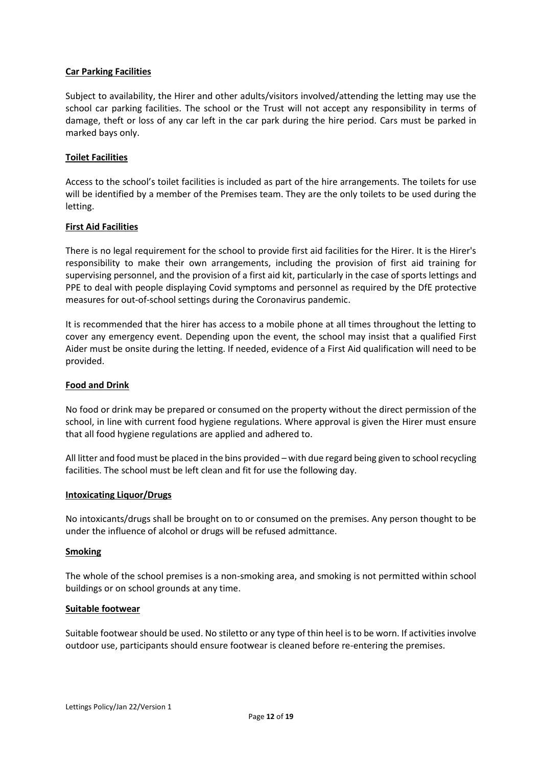**Car Parking Facilities**

Subject to availability, the Hirer and other adults/visitors involved/attending the letting may use the school car parking facilities. The school or the Trust will not accept any responsibility in terms of damage, theft or loss of any car left in the car park during the hire period. Cars must be parked in marked bays only.

**Toilet Facilities**

Access to the school's toilet facilities is included as part of the hire arrangements. The toilets for use will be identified by a member of the Premises team. They are the only toilets to be used during the letting.

**First Aid Facilities**

There is no legal requirement for the school to provide first aid facilities for the Hirer. It is the Hirer's responsibility to make their own arrangements, including the provision of first aid training for supervising personnel, and the provision of a first aid kit, particularly in the case of sports lettings and PPE to deal with people displaying Covid symptoms and personnel as required by the DfE protective measures for out-of-school settings during the Coronavirus pandemic.

It is recommended that the hirer has access to a mobile phone at all times throughout the letting to cover any emergency event. Depending upon the event, the school may insist that a qualified First Aider must be onsite during the letting. If needed, evidence of a First Aid qualification will need to be provided.

**Food and Drink**

No food or drink may be prepared or consumed on the property without the direct permission of the school, in line with current food hygiene regulations. Where approval is given the Hirer must ensure that all food hygiene regulations are applied and adhered to.

All litter and food must be placed in the bins provided – with due regard being given to school recycling facilities. The school must be left clean and fit for use the following day.

**Intoxicating Liquor/Drugs**

No intoxicants/drugs shall be brought on to or consumed on the premises. Any person thought to be under the influence of alcohol or drugs will be refused admittance.

**Smoking**

The whole of the school premises is a non-smoking area, and smoking is not permitted within school buildings or on school grounds at any time.

**Suitable footwear**

Suitable footwear should be used. No stiletto or any type of thin heel is to be worn. If activities involve outdoor use, participants should ensure footwear is cleaned before re-entering the premises.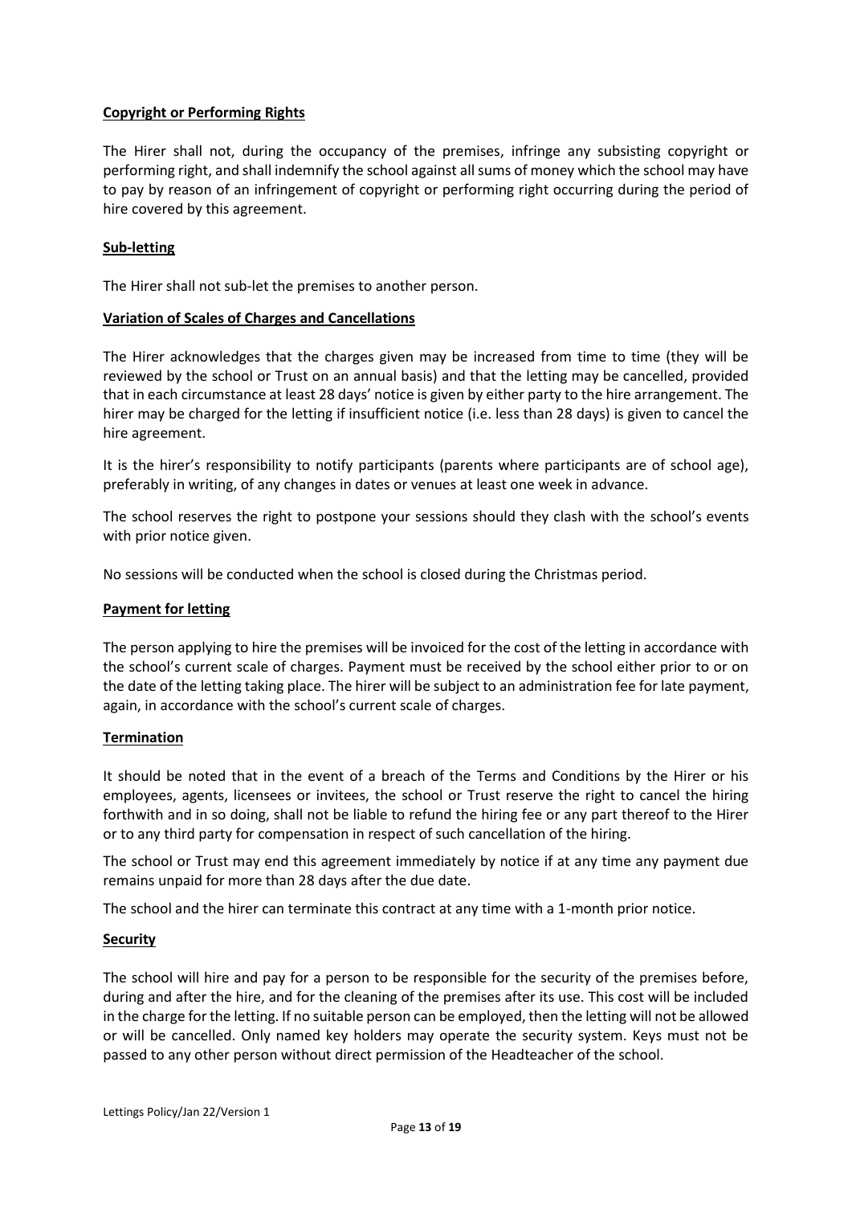**Copyright or Performing Rights**

The Hirer shall not, during the occupancy of the premises, infringe any subsisting copyright or performing right, and shall indemnify the school against all sums of money which the school may have to pay by reason of an infringement of copyright or performing right occurring during the period of hire covered by this agreement.

**Sub-letting**

The Hirer shall not sub-let the premises to another person.

**Variation of Scales of Charges and Cancellations**

The Hirer acknowledges that the charges given may be increased from time to time (they will be reviewed by the school or Trust on an annual basis) and that the letting may be cancelled, provided that in each circumstance at least 28 days' notice is given by either party to the hire arrangement. The hirer may be charged for the letting if insufficient notice (i.e. less than 28 days) is given to cancel the hire agreement.

It is the hirer's responsibility to notify participants (parents where participants are of school age), preferably in writing, of any changes in dates or venues at least one week in advance.

The school reserves the right to postpone your sessions should they clash with the school's events with prior notice given.

No sessions will be conducted when the school is closed during the Christmas period.

**Payment for letting**

The person applying to hire the premises will be invoiced for the cost of the letting in accordance with the school's current scale of charges. Payment must be received by the school either prior to or on the date of the letting taking place. The hirer will be subject to an administration fee for late payment, again, in accordance with the school's current scale of charges.

**Termination**

It should be noted that in the event of a breach of the Terms and Conditions by the Hirer or his employees, agents, licensees or invitees, the school or Trust reserve the right to cancel the hiring forthwith and in so doing, shall not be liable to refund the hiring fee or any part thereof to the Hirer or to any third party for compensation in respect of such cancellation of the hiring.

The school or Trust may end this agreement immediately by notice if at any time any payment due remains unpaid for more than 28 days after the due date.

The school and the hirer can terminate this contract at any time with a 1-month prior notice.

**Security**

The school will hire and pay for a person to be responsible for the security of the premises before, during and after the hire, and for the cleaning of the premises after its use. This cost will be included in the charge for the letting. If no suitable person can be employed, then the letting will not be allowed or will be cancelled. Only named key holders may operate the security system. Keys must not be passed to any other person without direct permission of the Headteacher of the school.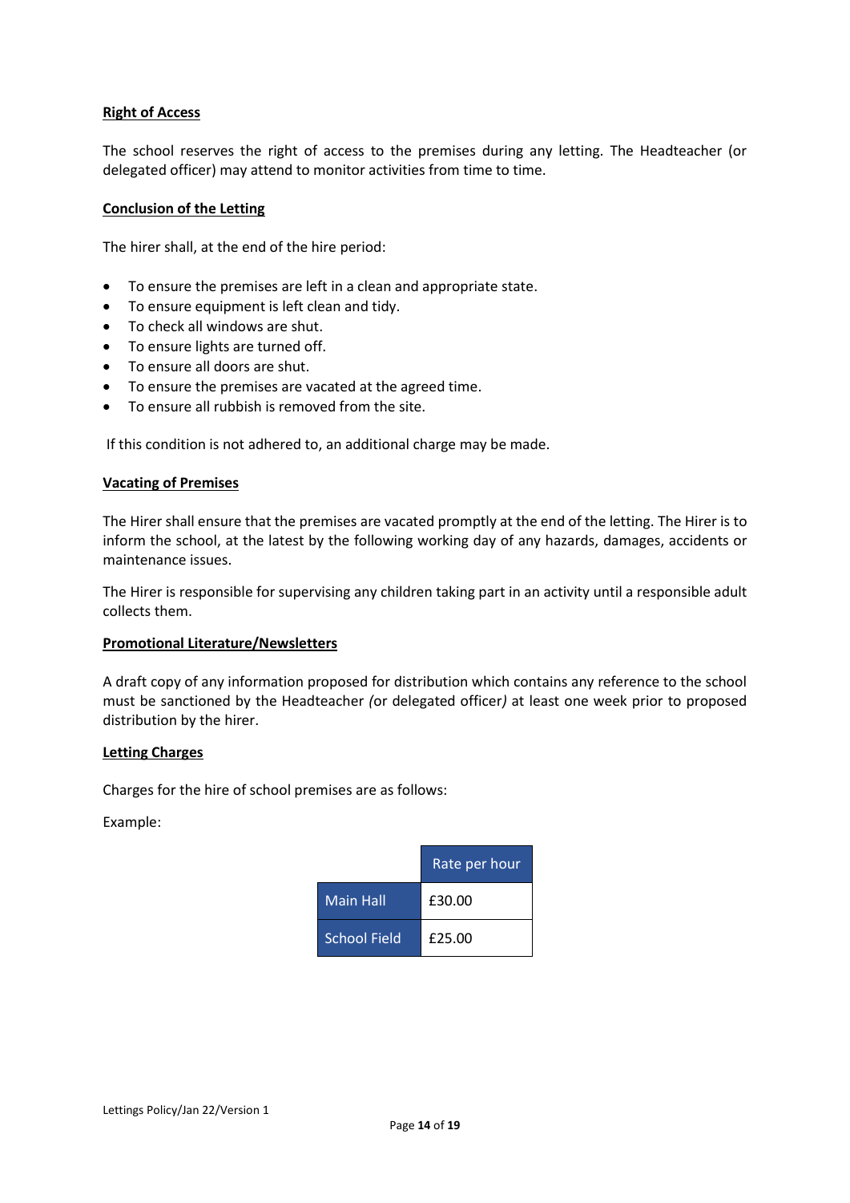**Right of Access**

The school reserves the right of access to the premises during any letting. The Headteacher (or delegated officer) may attend to monitor activities from time to time.

**Conclusion of the Letting**

The hirer shall, at the end of the hire period:

- To ensure the premises are left in a clean and appropriate state.
- To ensure equipment is left clean and tidy.
- To check all windows are shut.
- To ensure lights are turned off.
- To ensure all doors are shut.
- To ensure the premises are vacated at the agreed time.
- To ensure all rubbish is removed from the site.

If this condition is not adhered to, an additional charge may be made.

**Vacating of Premises**

The Hirer shall ensure that the premises are vacated promptly at the end of the letting. The Hirer is to inform the school, at the latest by the following working day of any hazards, damages, accidents or maintenance issues.

The Hirer is responsible for supervising any children taking part in an activity until a responsible adult collects them.

**Promotional Literature/Newsletters**

A draft copy of any information proposed for distribution which contains any reference to the school must be sanctioned by the Headteacher *(*or delegated officer*)* at least one week prior to proposed distribution by the hirer.

**Letting Charges**

Charges for the hire of school premises are as follows:

Example:

| | Rate per hour |
|---|---|
| Main Hall | £30.00 |
| School Field | £25.00 |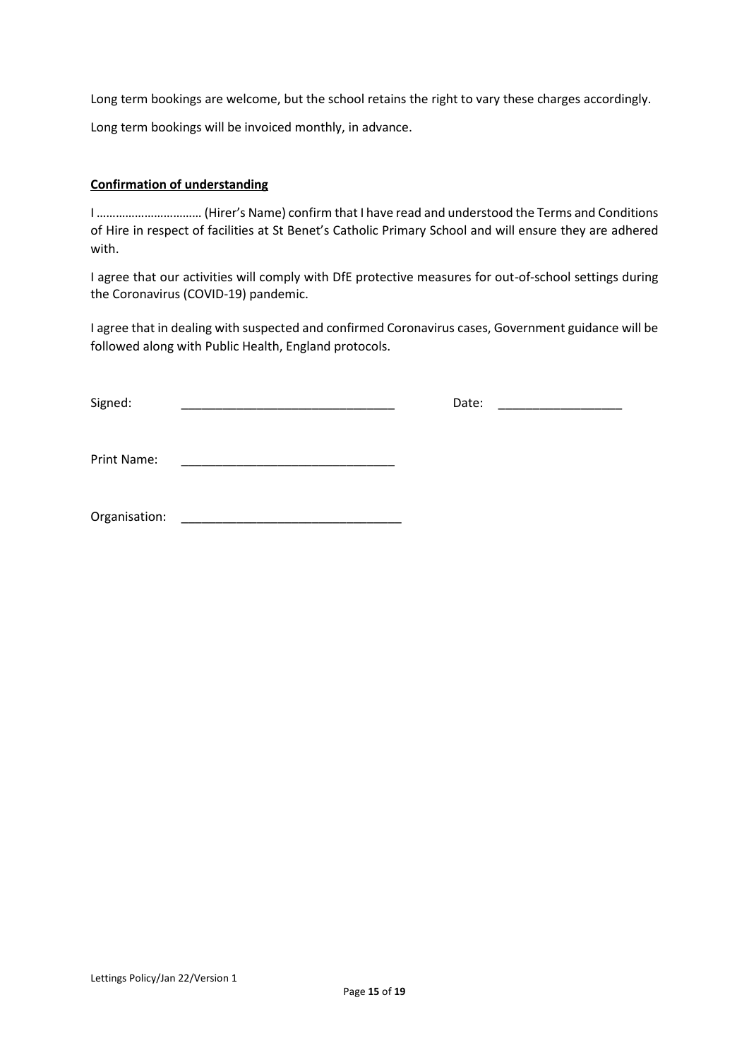Long term bookings are welcome, but the school retains the right to vary these charges accordingly.

Long term bookings will be invoiced monthly, in advance.

**Confirmation of understanding**

I …………………………… (Hirer's Name) confirm that I have read and understood the Terms and Conditions of Hire in respect of facilities at St Benet's Catholic Primary School and will ensure they are adhered with.

I agree that our activities will comply with DfE protective measures for out-of-school settings during the Coronavirus (COVID-19) pandemic.

I agree that in dealing with suspected and confirmed Coronavirus cases, Government guidance will be followed along with Public Health, England protocols.

Signed: _______________________________ Date: __________________

Print Name: _______________________________

Organisation: _______________________________

Lettings Policy/Jan 22/Version 1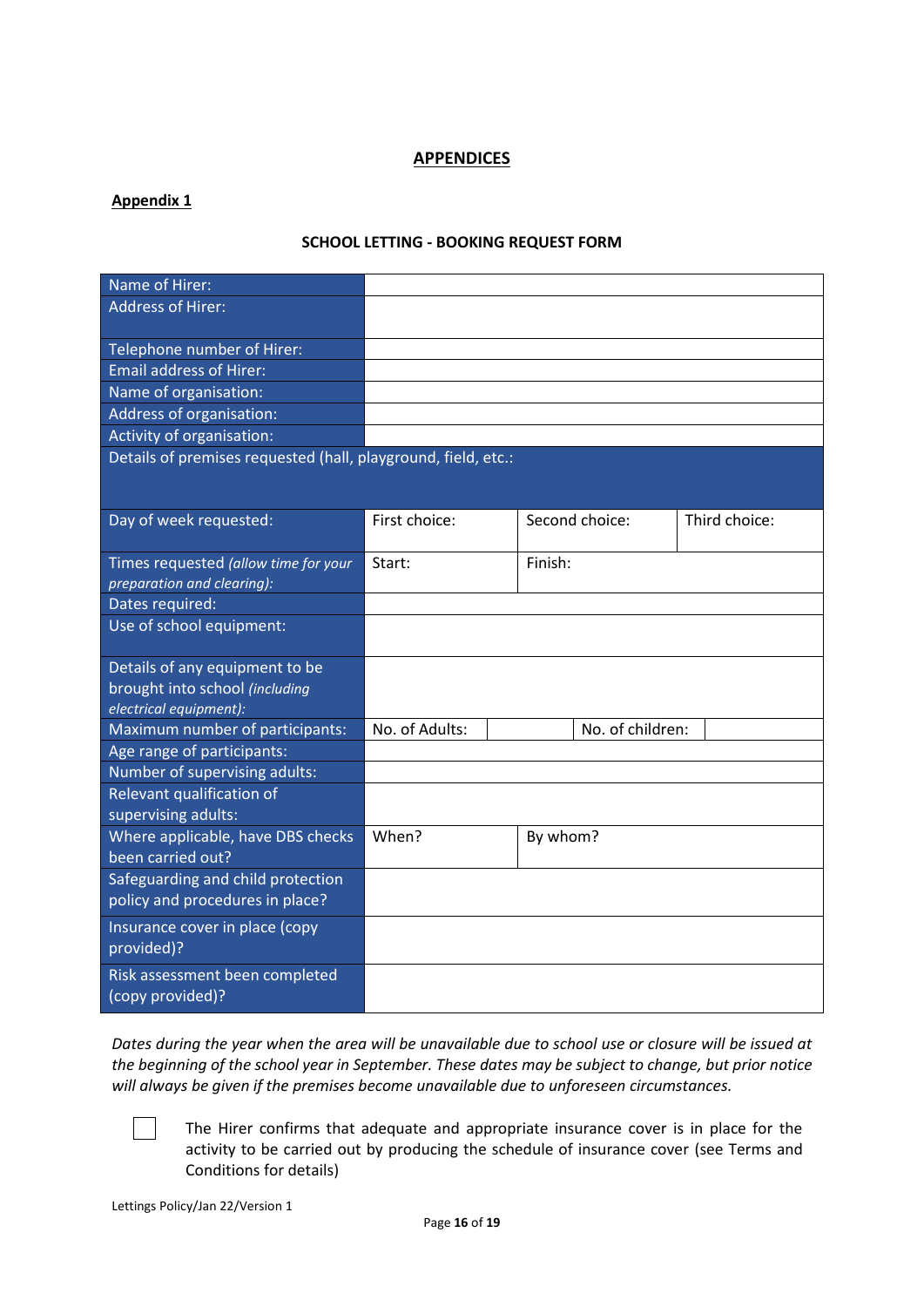## APPENDICES

### Appendix 1

**SCHOOL LETTING - BOOKING REQUEST FORM**

| Field | | | | |
|---|---|---|---|---|
| Name of Hirer: | | | | |
| Address of Hirer: | | | | |
| Telephone number of Hirer: | | | | |
| Email address of Hirer: | | | | |
| Name of organisation: | | | | |
| Address of organisation: | | | | |
| Activity of organisation: | | | | |
| Details of premises requested (hall, playground, field, etc.: | | | | |
| Day of week requested: | First choice: | Second choice: | Third choice: | |
| Times requested *(allow time for your preparation and clearing):* | Start: | Finish: | | |
| Dates required: | | | | |
| Use of school equipment: | | | | |
| Details of any equipment to be brought into school *(including electrical equipment):* | | | | |
| Maximum number of participants: | No. of Adults: | | No. of children: | |
| Age range of participants: | | | | |
| Number of supervising adults: | | | | |
| Relevant qualification of supervising adults: | | | | |
| Where applicable, have DBS checks been carried out? | When? | By whom? | | |
| Safeguarding and child protection policy and procedures in place? | | | | |
| Insurance cover in place (copy provided)? | | | | |
| Risk assessment been completed (copy provided)? | | | | |

*Dates during the year when the area will be unavailable due to school use or closure will be issued at the beginning of the school year in September. These dates may be subject to change, but prior notice will always be given if the premises become unavailable due to unforeseen circumstances.*

☐ The Hirer confirms that adequate and appropriate insurance cover is in place for the activity to be carried out by producing the schedule of insurance cover (see Terms and Conditions for details)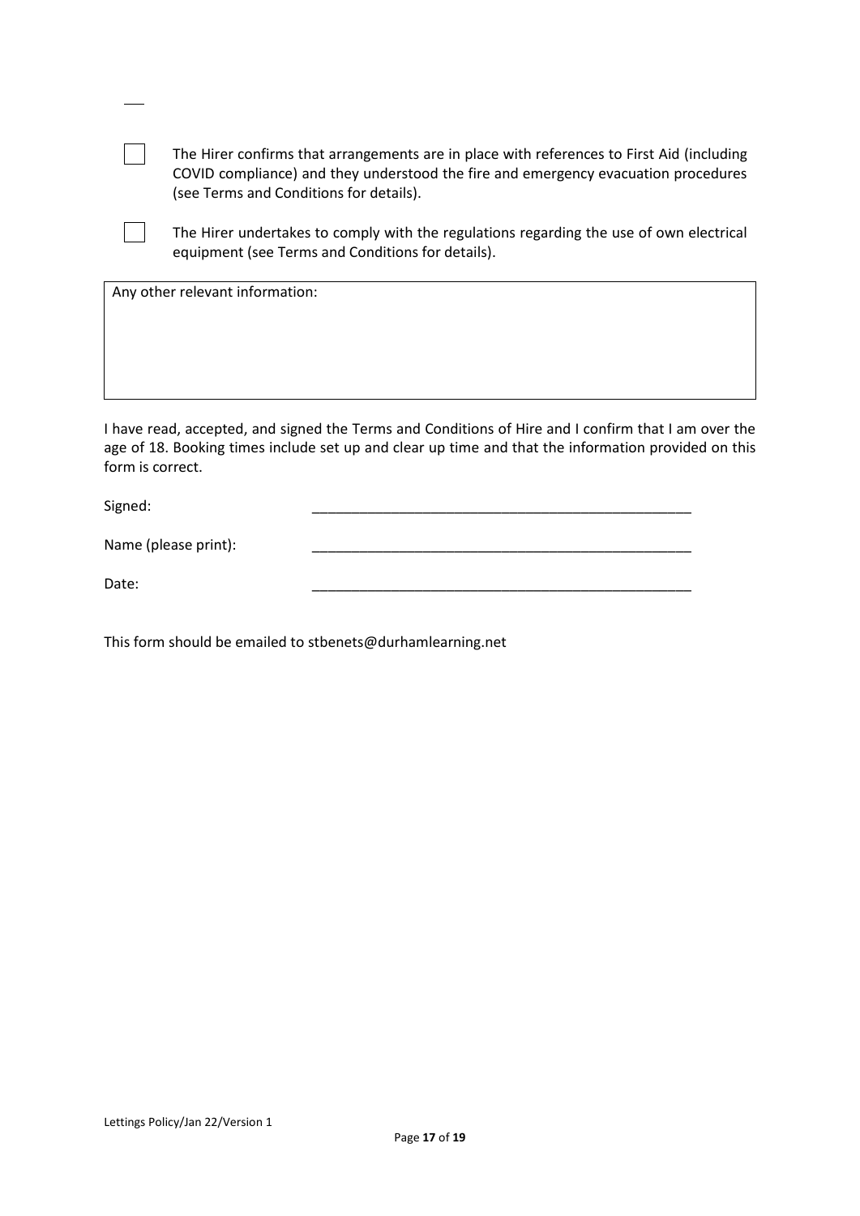☐ The Hirer confirms that arrangements are in place with references to First Aid (including COVID compliance) and they understood the fire and emergency evacuation procedures (see Terms and Conditions for details).

☐ The Hirer undertakes to comply with the regulations regarding the use of own electrical equipment (see Terms and Conditions for details).

| Any other relevant information: |
|---|
| |

I have read, accepted, and signed the Terms and Conditions of Hire and I confirm that I am over the age of 18. Booking times include set up and clear up time and that the information provided on this form is correct.

Signed: ___________________________________________________

Name (please print): ___________________________________________________

Date: ___________________________________________________

This form should be emailed to stbenets@durhamlearning.net

Lettings Policy/Jan 22/Version 1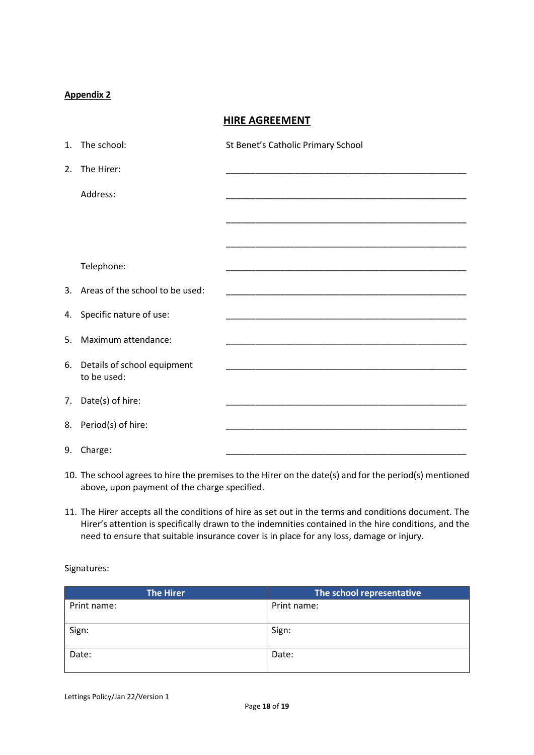**Appendix 2**

## HIRE AGREEMENT

1. The school: St Benet's Catholic Primary School

2. The Hirer: ______________________________________________

   Address: ______________________________________________

   ______________________________________________

   ______________________________________________

   Telephone: ______________________________________________

3. Areas of the school to be used: ______________________________________________

4. Specific nature of use: ______________________________________________

5. Maximum attendance: ______________________________________________

6. Details of school equipment to be used: ______________________________________________

7. Date(s) of hire: ______________________________________________

8. Period(s) of hire: ______________________________________________

9. Charge: ______________________________________________

10. The school agrees to hire the premises to the Hirer on the date(s) and for the period(s) mentioned above, upon payment of the charge specified.

11. The Hirer accepts all the conditions of hire as set out in the terms and conditions document. The Hirer's attention is specifically drawn to the indemnities contained in the hire conditions, and the need to ensure that suitable insurance cover is in place for any loss, damage or injury.

Signatures:

| The Hirer | The school representative |
|---|---|
| Print name: | Print name: |
| Sign: | Sign: |
| Date: | Date: |

Lettings Policy/Jan 22/Version 1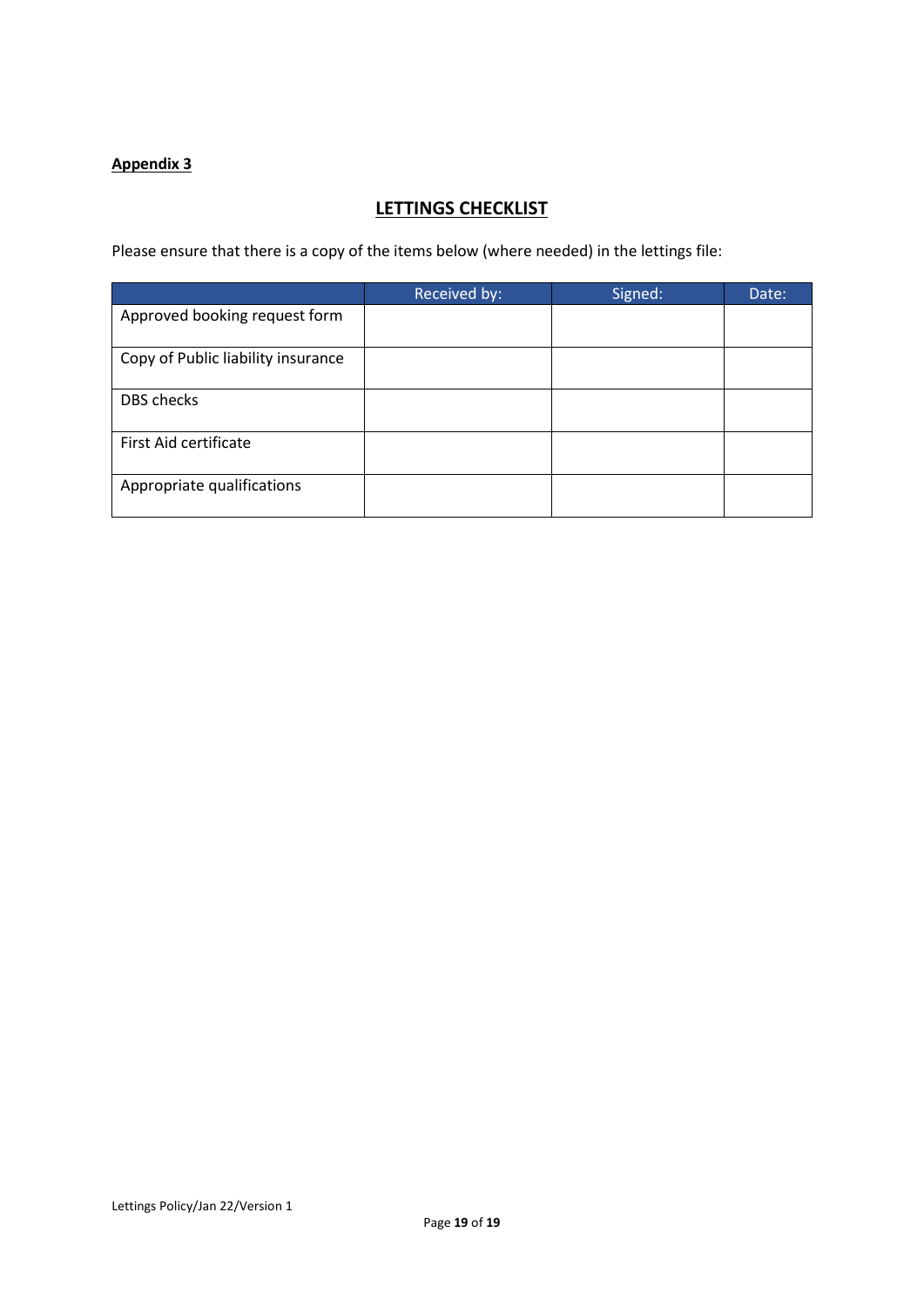**Appendix 3**

## LETTINGS CHECKLIST

Please ensure that there is a copy of the items below (where needed) in the lettings file:

| | Received by: | Signed: | Date: |
|---|---|---|---|
| Approved booking request form | | | |
| Copy of Public liability insurance | | | |
| DBS checks | | | |
| First Aid certificate | | | |
| Appropriate qualifications | | | |